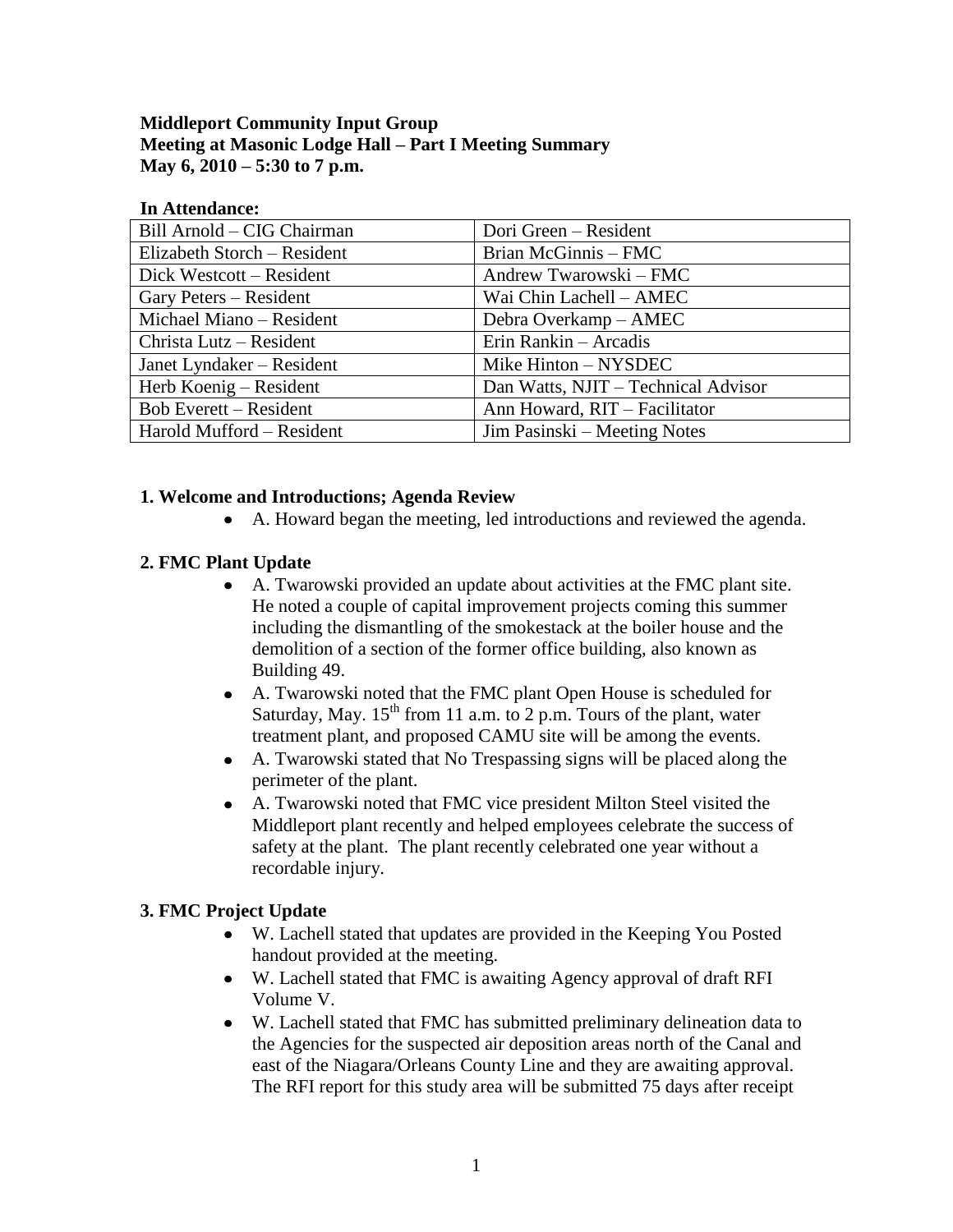**Middleport Community Input Group**
**Meeting at Masonic Lodge Hall – Part I Meeting Summary**
**May 6, 2010 – 5:30 to 7 p.m.**

**In Attendance:**

| | |
|---|---|
| Bill Arnold – CIG Chairman | Dori Green – Resident |
| Elizabeth Storch – Resident | Brian McGinnis – FMC |
| Dick Westcott – Resident | Andrew Twarowski – FMC |
| Gary Peters – Resident | Wai Chin Lachell – AMEC |
| Michael Miano – Resident | Debra Overkamp – AMEC |
| Christa Lutz – Resident | Erin Rankin – Arcadis |
| Janet Lyndaker – Resident | Mike Hinton – NYSDEC |
| Herb Koenig – Resident | Dan Watts, NJIT – Technical Advisor |
| Bob Everett – Resident | Ann Howard, RIT – Facilitator |
| Harold Mufford – Resident | Jim Pasinski – Meeting Notes |

## 1. Welcome and Introductions; Agenda Review

- A. Howard began the meeting, led introductions and reviewed the agenda.

## 2. FMC Plant Update

- A. Twarowski provided an update about activities at the FMC plant site. He noted a couple of capital improvement projects coming this summer including the dismantling of the smokestack at the boiler house and the demolition of a section of the former office building, also known as Building 49.
- A. Twarowski noted that the FMC plant Open House is scheduled for Saturday, May. 15th from 11 a.m. to 2 p.m. Tours of the plant, water treatment plant, and proposed CAMU site will be among the events.
- A. Twarowski stated that No Trespassing signs will be placed along the perimeter of the plant.
- A. Twarowski noted that FMC vice president Milton Steel visited the Middleport plant recently and helped employees celebrate the success of safety at the plant. The plant recently celebrated one year without a recordable injury.

## 3. FMC Project Update

- W. Lachell stated that updates are provided in the Keeping You Posted handout provided at the meeting.
- W. Lachell stated that FMC is awaiting Agency approval of draft RFI Volume V.
- W. Lachell stated that FMC has submitted preliminary delineation data to the Agencies for the suspected air deposition areas north of the Canal and east of the Niagara/Orleans County Line and they are awaiting approval. The RFI report for this study area will be submitted 75 days after receipt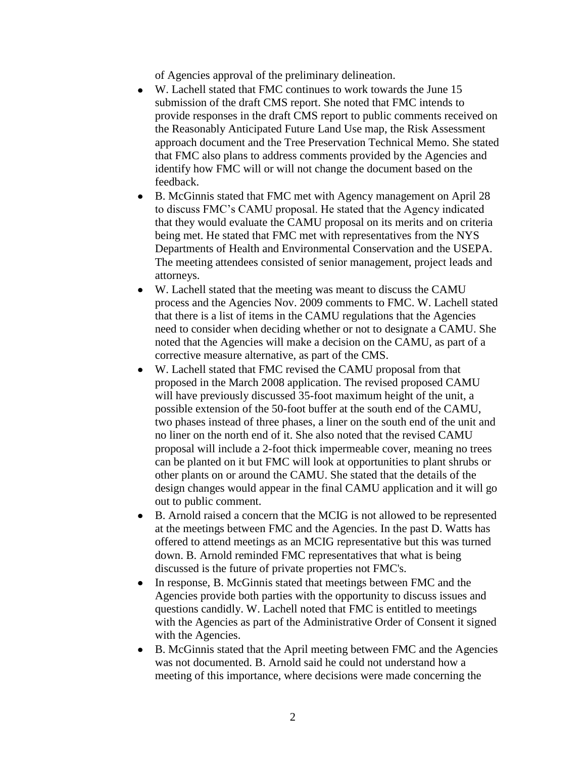of Agencies approval of the preliminary delineation.

- W. Lachell stated that FMC continues to work towards the June 15 submission of the draft CMS report. She noted that FMC intends to provide responses in the draft CMS report to public comments received on the Reasonably Anticipated Future Land Use map, the Risk Assessment approach document and the Tree Preservation Technical Memo. She stated that FMC also plans to address comments provided by the Agencies and identify how FMC will or will not change the document based on the feedback.
- B. McGinnis stated that FMC met with Agency management on April 28 to discuss FMC's CAMU proposal. He stated that the Agency indicated that they would evaluate the CAMU proposal on its merits and on criteria being met. He stated that FMC met with representatives from the NYS Departments of Health and Environmental Conservation and the USEPA. The meeting attendees consisted of senior management, project leads and attorneys.
- W. Lachell stated that the meeting was meant to discuss the CAMU process and the Agencies Nov. 2009 comments to FMC. W. Lachell stated that there is a list of items in the CAMU regulations that the Agencies need to consider when deciding whether or not to designate a CAMU. She noted that the Agencies will make a decision on the CAMU, as part of a corrective measure alternative, as part of the CMS.
- W. Lachell stated that FMC revised the CAMU proposal from that proposed in the March 2008 application. The revised proposed CAMU will have previously discussed 35-foot maximum height of the unit, a possible extension of the 50-foot buffer at the south end of the CAMU, two phases instead of three phases, a liner on the south end of the unit and no liner on the north end of it. She also noted that the revised CAMU proposal will include a 2-foot thick impermeable cover, meaning no trees can be planted on it but FMC will look at opportunities to plant shrubs or other plants on or around the CAMU. She stated that the details of the design changes would appear in the final CAMU application and it will go out to public comment.
- B. Arnold raised a concern that the MCIG is not allowed to be represented at the meetings between FMC and the Agencies. In the past D. Watts has offered to attend meetings as an MCIG representative but this was turned down. B. Arnold reminded FMC representatives that what is being discussed is the future of private properties not FMC's.
- In response, B. McGinnis stated that meetings between FMC and the Agencies provide both parties with the opportunity to discuss issues and questions candidly. W. Lachell noted that FMC is entitled to meetings with the Agencies as part of the Administrative Order of Consent it signed with the Agencies.
- B. McGinnis stated that the April meeting between FMC and the Agencies was not documented. B. Arnold said he could not understand how a meeting of this importance, where decisions were made concerning the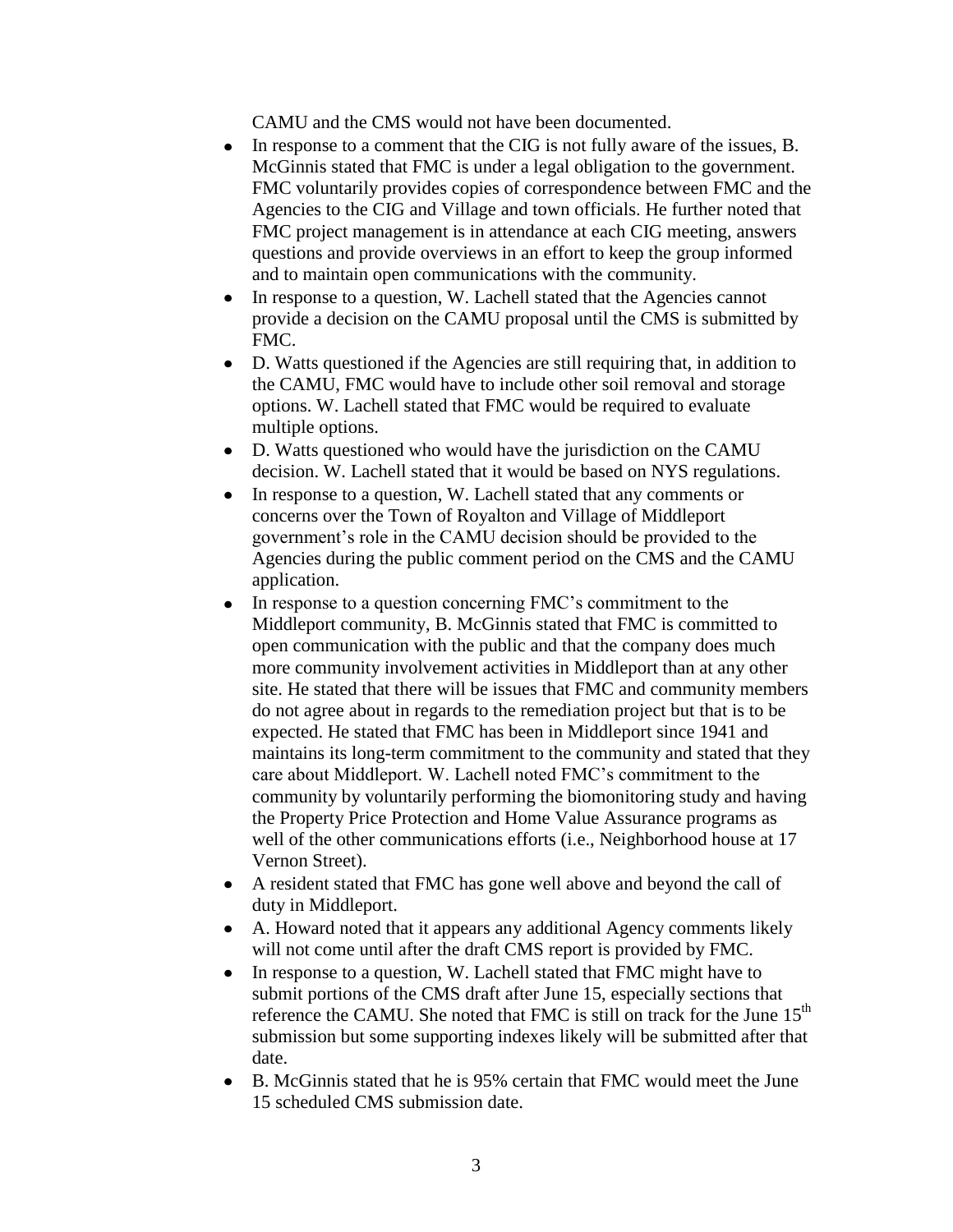CAMU and the CMS would not have been documented.

- In response to a comment that the CIG is not fully aware of the issues, B. McGinnis stated that FMC is under a legal obligation to the government. FMC voluntarily provides copies of correspondence between FMC and the Agencies to the CIG and Village and town officials. He further noted that FMC project management is in attendance at each CIG meeting, answers questions and provide overviews in an effort to keep the group informed and to maintain open communications with the community.
- In response to a question, W. Lachell stated that the Agencies cannot provide a decision on the CAMU proposal until the CMS is submitted by FMC.
- D. Watts questioned if the Agencies are still requiring that, in addition to the CAMU, FMC would have to include other soil removal and storage options. W. Lachell stated that FMC would be required to evaluate multiple options.
- D. Watts questioned who would have the jurisdiction on the CAMU decision. W. Lachell stated that it would be based on NYS regulations.
- In response to a question, W. Lachell stated that any comments or concerns over the Town of Royalton and Village of Middleport government's role in the CAMU decision should be provided to the Agencies during the public comment period on the CMS and the CAMU application.
- In response to a question concerning FMC's commitment to the Middleport community, B. McGinnis stated that FMC is committed to open communication with the public and that the company does much more community involvement activities in Middleport than at any other site. He stated that there will be issues that FMC and community members do not agree about in regards to the remediation project but that is to be expected. He stated that FMC has been in Middleport since 1941 and maintains its long-term commitment to the community and stated that they care about Middleport. W. Lachell noted FMC's commitment to the community by voluntarily performing the biomonitoring study and having the Property Price Protection and Home Value Assurance programs as well of the other communications efforts (i.e., Neighborhood house at 17 Vernon Street).
- A resident stated that FMC has gone well above and beyond the call of duty in Middleport.
- A. Howard noted that it appears any additional Agency comments likely will not come until after the draft CMS report is provided by FMC.
- In response to a question, W. Lachell stated that FMC might have to submit portions of the CMS draft after June 15, especially sections that reference the CAMU. She noted that FMC is still on track for the June 15th submission but some supporting indexes likely will be submitted after that date.
- B. McGinnis stated that he is 95% certain that FMC would meet the June 15 scheduled CMS submission date.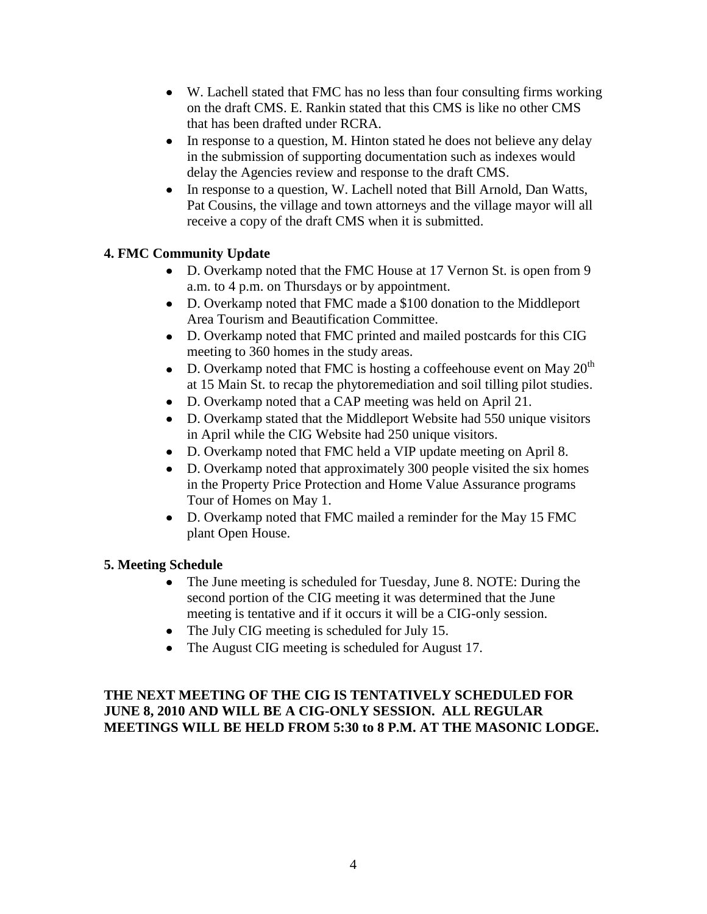- W. Lachell stated that FMC has no less than four consulting firms working on the draft CMS. E. Rankin stated that this CMS is like no other CMS that has been drafted under RCRA.
- In response to a question, M. Hinton stated he does not believe any delay in the submission of supporting documentation such as indexes would delay the Agencies review and response to the draft CMS.
- In response to a question, W. Lachell noted that Bill Arnold, Dan Watts, Pat Cousins, the village and town attorneys and the village mayor will all receive a copy of the draft CMS when it is submitted.

**4. FMC Community Update**

- D. Overkamp noted that the FMC House at 17 Vernon St. is open from 9 a.m. to 4 p.m. on Thursdays or by appointment.
- D. Overkamp noted that FMC made a $100 donation to the Middleport Area Tourism and Beautification Committee.
- D. Overkamp noted that FMC printed and mailed postcards for this CIG meeting to 360 homes in the study areas.
- D. Overkamp noted that FMC is hosting a coffeehouse event on May 20th at 15 Main St. to recap the phytoremediation and soil tilling pilot studies.
- D. Overkamp noted that a CAP meeting was held on April 21.
- D. Overkamp stated that the Middleport Website had 550 unique visitors in April while the CIG Website had 250 unique visitors.
- D. Overkamp noted that FMC held a VIP update meeting on April 8.
- D. Overkamp noted that approximately 300 people visited the six homes in the Property Price Protection and Home Value Assurance programs Tour of Homes on May 1.
- D. Overkamp noted that FMC mailed a reminder for the May 15 FMC plant Open House.

**5. Meeting Schedule**

- The June meeting is scheduled for Tuesday, June 8. NOTE: During the second portion of the CIG meeting it was determined that the June meeting is tentative and if it occurs it will be a CIG-only session.
- The July CIG meeting is scheduled for July 15.
- The August CIG meeting is scheduled for August 17.

**THE NEXT MEETING OF THE CIG IS TENTATIVELY SCHEDULED FOR JUNE 8, 2010 AND WILL BE A CIG-ONLY SESSION. ALL REGULAR MEETINGS WILL BE HELD FROM 5:30 to 8 P.M. AT THE MASONIC LODGE.**